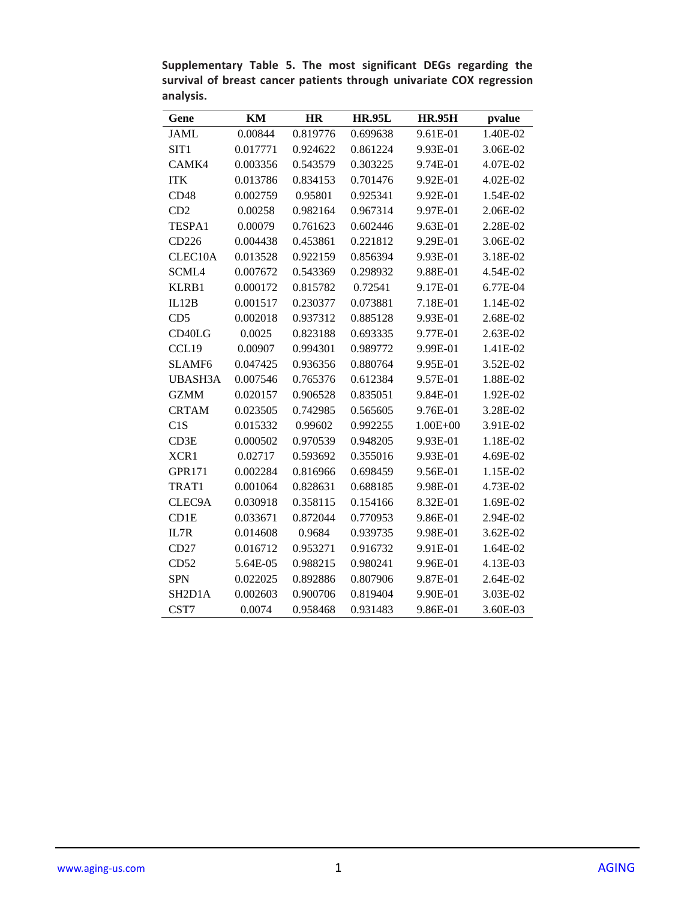**Supplementary Table 5. The most significant DEGs regarding the survival of breast cancer patients through univariate COX regression analysis.**

| Gene | KM | HR | HR.95L | HR.95H | pvalue |
|---|---|---|---|---|---|
| JAML | 0.00844 | 0.819776 | 0.699638 | 9.61E-01 | 1.40E-02 |
| SIT1 | 0.017771 | 0.924622 | 0.861224 | 9.93E-01 | 3.06E-02 |
| CAMK4 | 0.003356 | 0.543579 | 0.303225 | 9.74E-01 | 4.07E-02 |
| ITK | 0.013786 | 0.834153 | 0.701476 | 9.92E-01 | 4.02E-02 |
| CD48 | 0.002759 | 0.95801 | 0.925341 | 9.92E-01 | 1.54E-02 |
| CD2 | 0.00258 | 0.982164 | 0.967314 | 9.97E-01 | 2.06E-02 |
| TESPA1 | 0.00079 | 0.761623 | 0.602446 | 9.63E-01 | 2.28E-02 |
| CD226 | 0.004438 | 0.453861 | 0.221812 | 9.29E-01 | 3.06E-02 |
| CLEC10A | 0.013528 | 0.922159 | 0.856394 | 9.93E-01 | 3.18E-02 |
| SCML4 | 0.007672 | 0.543369 | 0.298932 | 9.88E-01 | 4.54E-02 |
| KLRB1 | 0.000172 | 0.815782 | 0.72541 | 9.17E-01 | 6.77E-04 |
| IL12B | 0.001517 | 0.230377 | 0.073881 | 7.18E-01 | 1.14E-02 |
| CD5 | 0.002018 | 0.937312 | 0.885128 | 9.93E-01 | 2.68E-02 |
| CD40LG | 0.0025 | 0.823188 | 0.693335 | 9.77E-01 | 2.63E-02 |
| CCL19 | 0.00907 | 0.994301 | 0.989772 | 9.99E-01 | 1.41E-02 |
| SLAMF6 | 0.047425 | 0.936356 | 0.880764 | 9.95E-01 | 3.52E-02 |
| UBASH3A | 0.007546 | 0.765376 | 0.612384 | 9.57E-01 | 1.88E-02 |
| GZMM | 0.020157 | 0.906528 | 0.835051 | 9.84E-01 | 1.92E-02 |
| CRTAM | 0.023505 | 0.742985 | 0.565605 | 9.76E-01 | 3.28E-02 |
| C1S | 0.015332 | 0.99602 | 0.992255 | 1.00E+00 | 3.91E-02 |
| CD3E | 0.000502 | 0.970539 | 0.948205 | 9.93E-01 | 1.18E-02 |
| XCR1 | 0.02717 | 0.593692 | 0.355016 | 9.93E-01 | 4.69E-02 |
| GPR171 | 0.002284 | 0.816966 | 0.698459 | 9.56E-01 | 1.15E-02 |
| TRAT1 | 0.001064 | 0.828631 | 0.688185 | 9.98E-01 | 4.73E-02 |
| CLEC9A | 0.030918 | 0.358115 | 0.154166 | 8.32E-01 | 1.69E-02 |
| CD1E | 0.033671 | 0.872044 | 0.770953 | 9.86E-01 | 2.94E-02 |
| IL7R | 0.014608 | 0.9684 | 0.939735 | 9.98E-01 | 3.62E-02 |
| CD27 | 0.016712 | 0.953271 | 0.916732 | 9.91E-01 | 1.64E-02 |
| CD52 | 5.64E-05 | 0.988215 | 0.980241 | 9.96E-01 | 4.13E-03 |
| SPN | 0.022025 | 0.892886 | 0.807906 | 9.87E-01 | 2.64E-02 |
| SH2D1A | 0.002603 | 0.900706 | 0.819404 | 9.90E-01 | 3.03E-02 |
| CST7 | 0.0074 | 0.958468 | 0.931483 | 9.86E-01 | 3.60E-03 |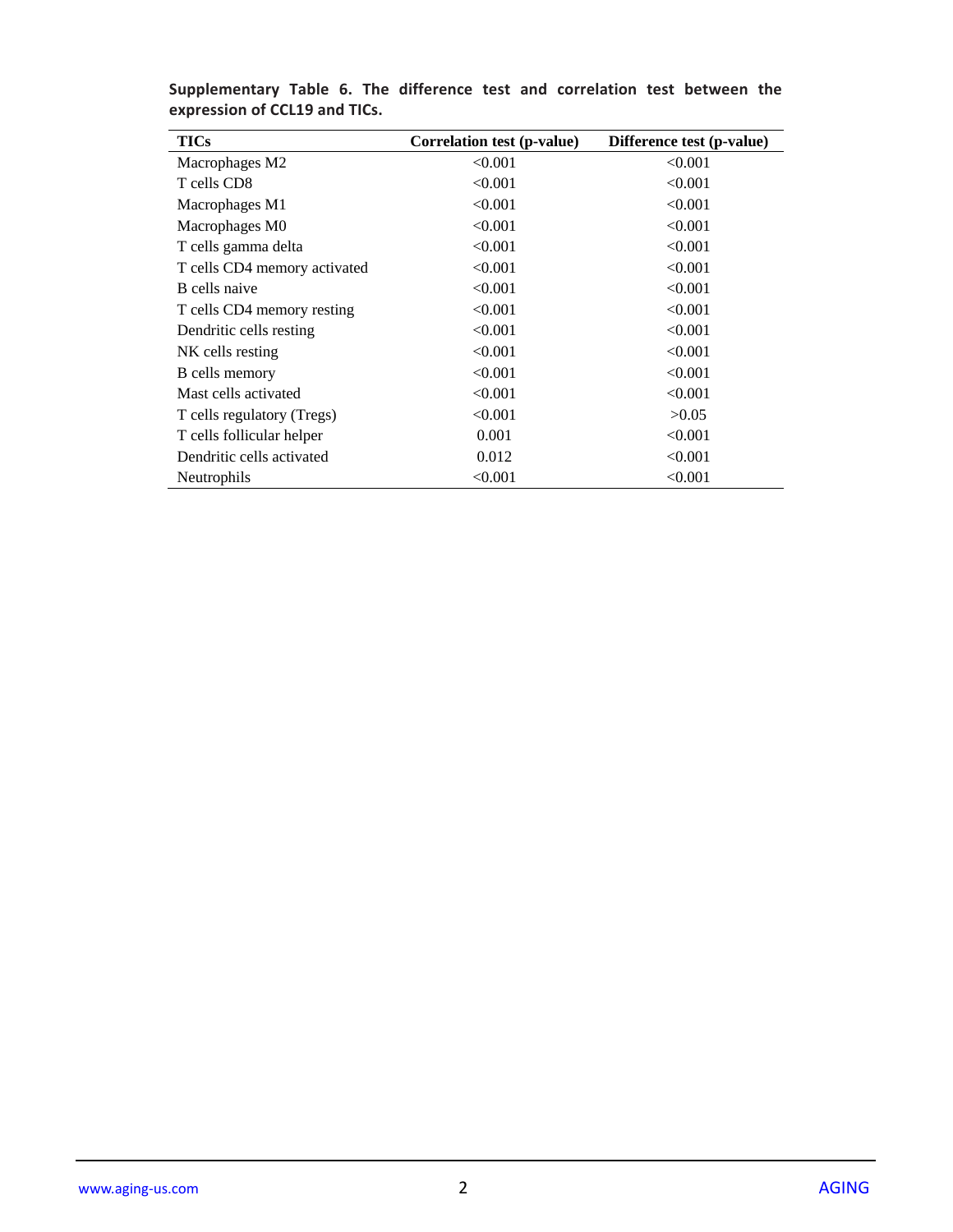**Supplementary Table 6. The difference test and correlation test between the expression of CCL19 and TICs.**

| TICs | Correlation test (p-value) | Difference test (p-value) |
|---|---|---|
| Macrophages M2 | <0.001 | <0.001 |
| T cells CD8 | <0.001 | <0.001 |
| Macrophages M1 | <0.001 | <0.001 |
| Macrophages M0 | <0.001 | <0.001 |
| T cells gamma delta | <0.001 | <0.001 |
| T cells CD4 memory activated | <0.001 | <0.001 |
| B cells naive | <0.001 | <0.001 |
| T cells CD4 memory resting | <0.001 | <0.001 |
| Dendritic cells resting | <0.001 | <0.001 |
| NK cells resting | <0.001 | <0.001 |
| B cells memory | <0.001 | <0.001 |
| Mast cells activated | <0.001 | <0.001 |
| T cells regulatory (Tregs) | <0.001 | >0.05 |
| T cells follicular helper | 0.001 | <0.001 |
| Dendritic cells activated | 0.012 | <0.001 |
| Neutrophils | <0.001 | <0.001 |